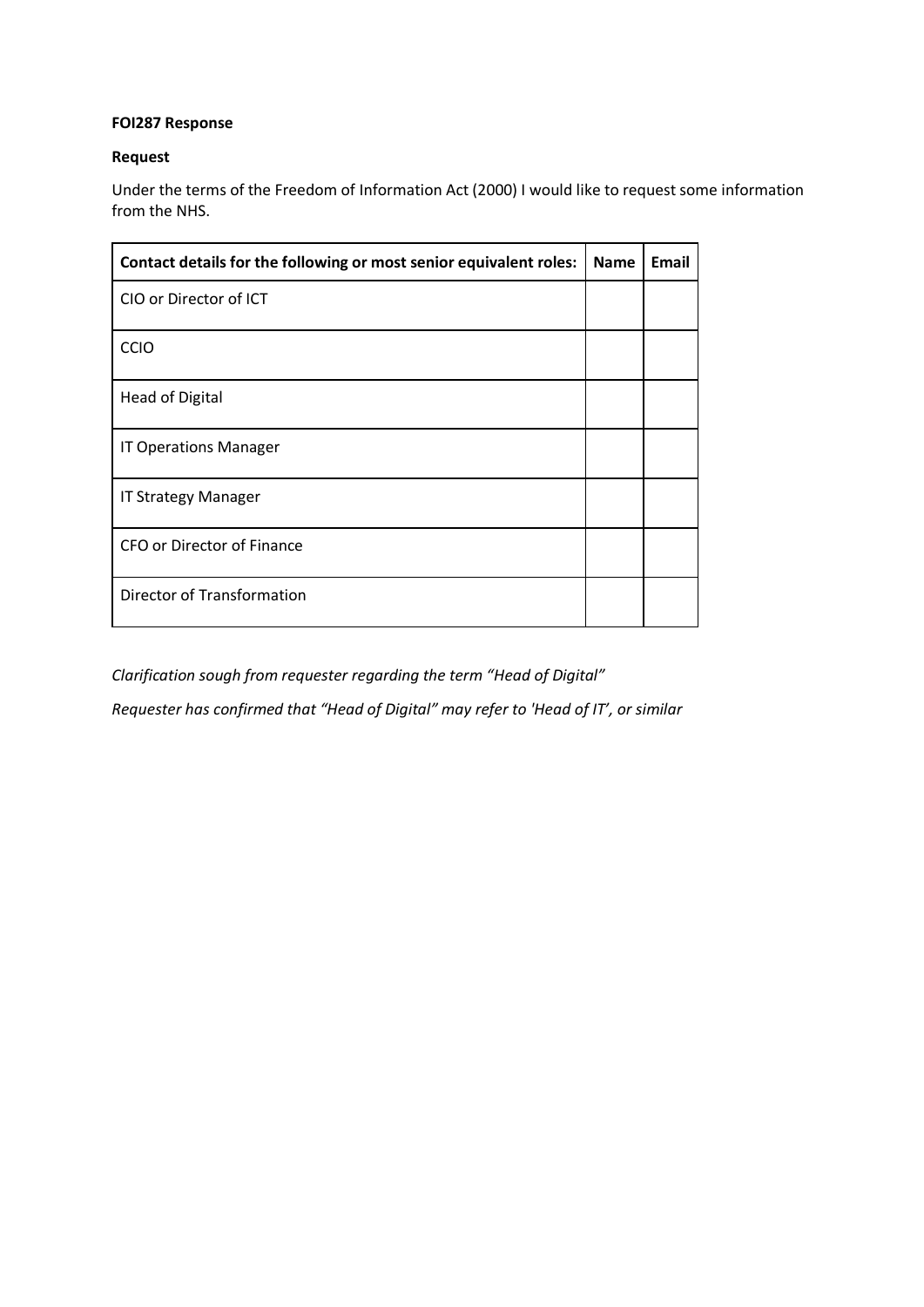**FOI287 Response**

**Request**

Under the terms of the Freedom of Information Act (2000) I would like to request some information from the NHS.

| **Contact details for the following or most senior equivalent roles:** | **Name** | **Email** |
|---|---|---|
| CIO or Director of ICT | | |
| CCIO | | |
| Head of Digital | | |
| IT Operations Manager | | |
| IT Strategy Manager | | |
| CFO or Director of Finance | | |
| Director of Transformation | | |

*Clarification sough from requester regarding the term "Head of Digital"*

*Requester has confirmed that "Head of Digital" may refer to 'Head of IT', or similar*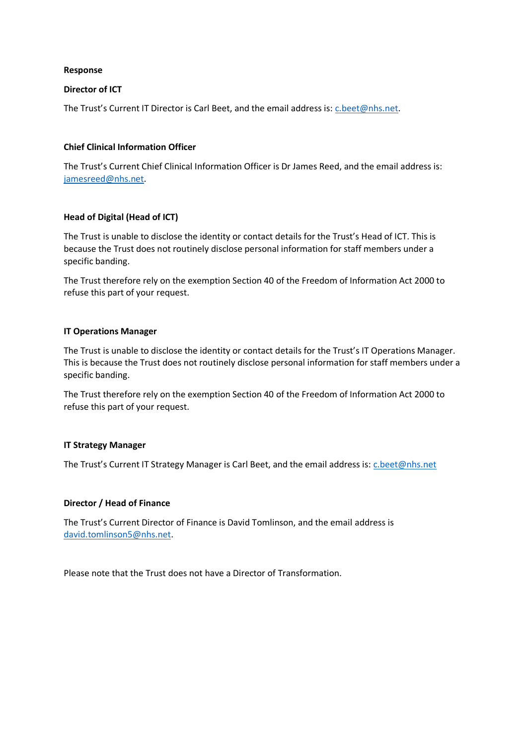**Response**

**Director of ICT**

The Trust's Current IT Director is Carl Beet, and the email address is: c.beet@nhs.net.

**Chief Clinical Information Officer**

The Trust's Current Chief Clinical Information Officer is Dr James Reed, and the email address is: jamesreed@nhs.net.

**Head of Digital (Head of ICT)**

The Trust is unable to disclose the identity or contact details for the Trust's Head of ICT. This is because the Trust does not routinely disclose personal information for staff members under a specific banding.

The Trust therefore rely on the exemption Section 40 of the Freedom of Information Act 2000 to refuse this part of your request.

**IT Operations Manager**

The Trust is unable to disclose the identity or contact details for the Trust's IT Operations Manager. This is because the Trust does not routinely disclose personal information for staff members under a specific banding.

The Trust therefore rely on the exemption Section 40 of the Freedom of Information Act 2000 to refuse this part of your request.

**IT Strategy Manager**

The Trust's Current IT Strategy Manager is Carl Beet, and the email address is: c.beet@nhs.net

**Director / Head of Finance**

The Trust's Current Director of Finance is David Tomlinson, and the email address is david.tomlinson5@nhs.net.

Please note that the Trust does not have a Director of Transformation.